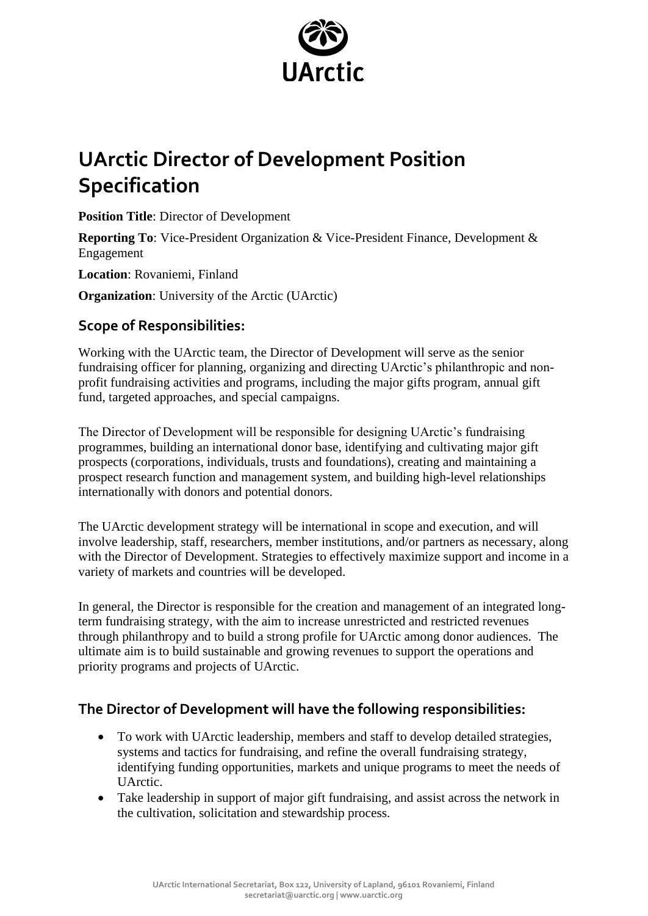# UArctic Director of Development Position Specification

**Position Title**: Director of Development

**Reporting To**: Vice-President Organization & Vice-President Finance, Development & Engagement

**Location**: Rovaniemi, Finland

**Organization**: University of the Arctic (UArctic)

## Scope of Responsibilities:

Working with the UArctic team, the Director of Development will serve as the senior fundraising officer for planning, organizing and directing UArctic's philanthropic and non-profit fundraising activities and programs, including the major gifts program, annual gift fund, targeted approaches, and special campaigns.

The Director of Development will be responsible for designing UArctic's fundraising programmes, building an international donor base, identifying and cultivating major gift prospects (corporations, individuals, trusts and foundations), creating and maintaining a prospect research function and management system, and building high-level relationships internationally with donors and potential donors.

The UArctic development strategy will be international in scope and execution, and will involve leadership, staff, researchers, member institutions, and/or partners as necessary, along with the Director of Development. Strategies to effectively maximize support and income in a variety of markets and countries will be developed.

In general, the Director is responsible for the creation and management of an integrated long-term fundraising strategy, with the aim to increase unrestricted and restricted revenues through philanthropy and to build a strong profile for UArctic among donor audiences. The ultimate aim is to build sustainable and growing revenues to support the operations and priority programs and projects of UArctic.

## The Director of Development will have the following responsibilities:

- To work with UArctic leadership, members and staff to develop detailed strategies, systems and tactics for fundraising, and refine the overall fundraising strategy, identifying funding opportunities, markets and unique programs to meet the needs of UArctic.
- Take leadership in support of major gift fundraising, and assist across the network in the cultivation, solicitation and stewardship process.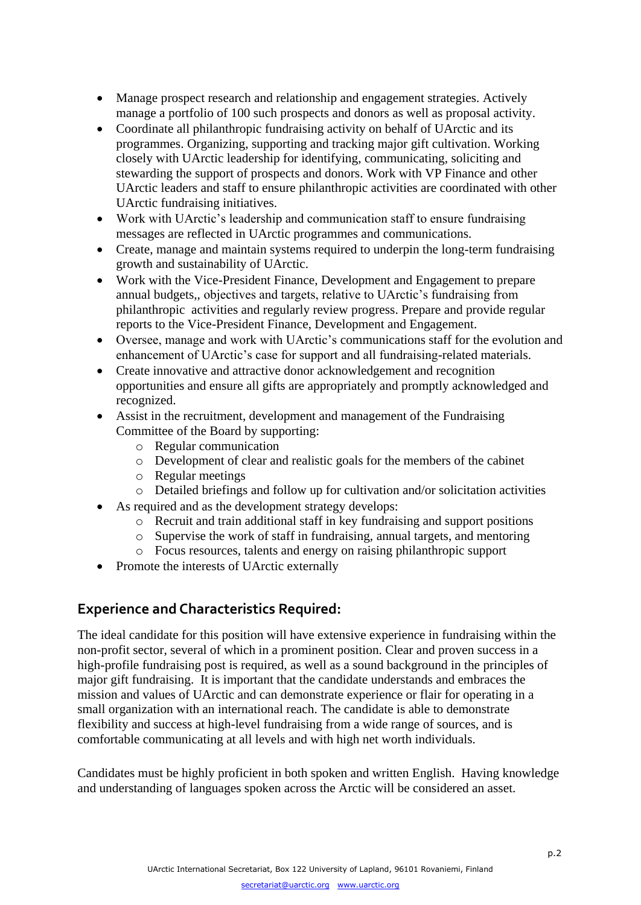- Manage prospect research and relationship and engagement strategies. Actively manage a portfolio of 100 such prospects and donors as well as proposal activity.
- Coordinate all philanthropic fundraising activity on behalf of UArctic and its programmes. Organizing, supporting and tracking major gift cultivation. Working closely with UArctic leadership for identifying, communicating, soliciting and stewarding the support of prospects and donors. Work with VP Finance and other UArctic leaders and staff to ensure philanthropic activities are coordinated with other UArctic fundraising initiatives.
- Work with UArctic's leadership and communication staff to ensure fundraising messages are reflected in UArctic programmes and communications.
- Create, manage and maintain systems required to underpin the long-term fundraising growth and sustainability of UArctic.
- Work with the Vice-President Finance, Development and Engagement to prepare annual budgets,, objectives and targets, relative to UArctic's fundraising from philanthropic activities and regularly review progress. Prepare and provide regular reports to the Vice-President Finance, Development and Engagement.
- Oversee, manage and work with UArctic's communications staff for the evolution and enhancement of UArctic's case for support and all fundraising-related materials.
- Create innovative and attractive donor acknowledgement and recognition opportunities and ensure all gifts are appropriately and promptly acknowledged and recognized.
- Assist in the recruitment, development and management of the Fundraising Committee of the Board by supporting:
    - Regular communication
    - Development of clear and realistic goals for the members of the cabinet
    - Regular meetings
    - Detailed briefings and follow up for cultivation and/or solicitation activities
- As required and as the development strategy develops:
    - Recruit and train additional staff in key fundraising and support positions
    - Supervise the work of staff in fundraising, annual targets, and mentoring
    - Focus resources, talents and energy on raising philanthropic support
- Promote the interests of UArctic externally

## Experience and Characteristics Required:

The ideal candidate for this position will have extensive experience in fundraising within the non-profit sector, several of which in a prominent position. Clear and proven success in a high-profile fundraising post is required, as well as a sound background in the principles of major gift fundraising. It is important that the candidate understands and embraces the mission and values of UArctic and can demonstrate experience or flair for operating in a small organization with an international reach. The candidate is able to demonstrate flexibility and success at high-level fundraising from a wide range of sources, and is comfortable communicating at all levels and with high net worth individuals.

Candidates must be highly proficient in both spoken and written English. Having knowledge and understanding of languages spoken across the Arctic will be considered an asset.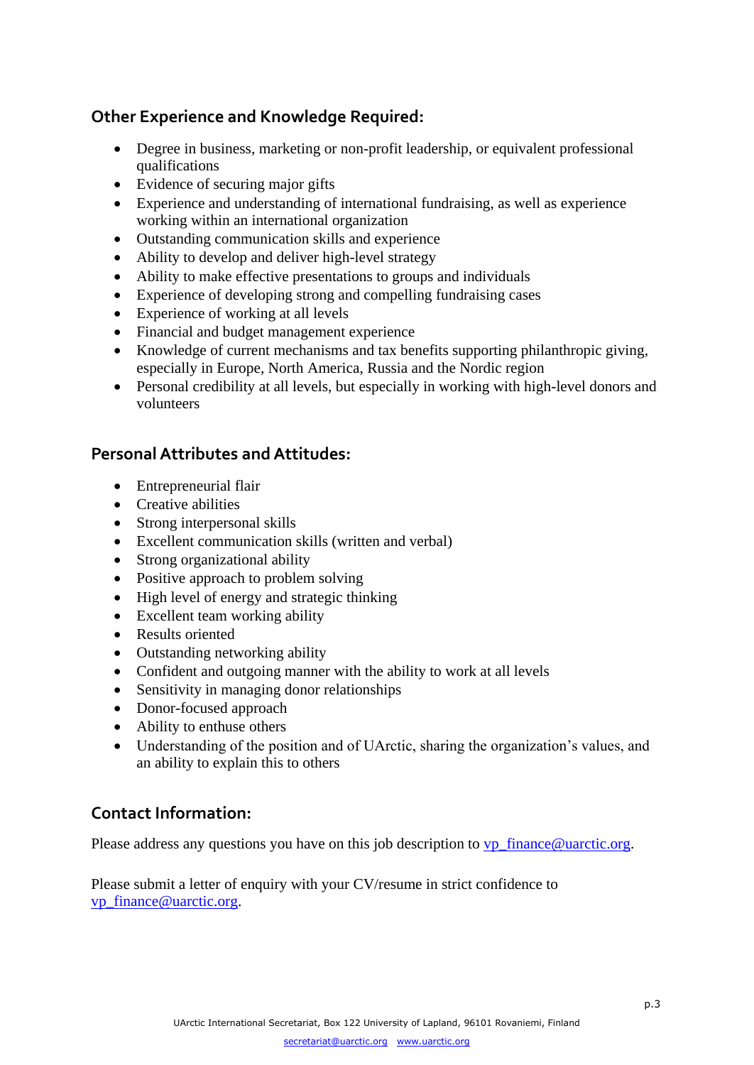## Other Experience and Knowledge Required:

- Degree in business, marketing or non-profit leadership, or equivalent professional qualifications
- Evidence of securing major gifts
- Experience and understanding of international fundraising, as well as experience working within an international organization
- Outstanding communication skills and experience
- Ability to develop and deliver high-level strategy
- Ability to make effective presentations to groups and individuals
- Experience of developing strong and compelling fundraising cases
- Experience of working at all levels
- Financial and budget management experience
- Knowledge of current mechanisms and tax benefits supporting philanthropic giving, especially in Europe, North America, Russia and the Nordic region
- Personal credibility at all levels, but especially in working with high-level donors and volunteers

## Personal Attributes and Attitudes:

- Entrepreneurial flair
- Creative abilities
- Strong interpersonal skills
- Excellent communication skills (written and verbal)
- Strong organizational ability
- Positive approach to problem solving
- High level of energy and strategic thinking
- Excellent team working ability
- Results oriented
- Outstanding networking ability
- Confident and outgoing manner with the ability to work at all levels
- Sensitivity in managing donor relationships
- Donor-focused approach
- Ability to enthuse others
- Understanding of the position and of UArctic, sharing the organization's values, and an ability to explain this to others

## Contact Information:

Please address any questions you have on this job description to vp_finance@uarctic.org.

Please submit a letter of enquiry with your CV/resume in strict confidence to vp_finance@uarctic.org.

UArctic International Secretariat, Box 122 University of Lapland, 96101 Rovaniemi, Finland

secretariat@uarctic.org www.uarctic.org